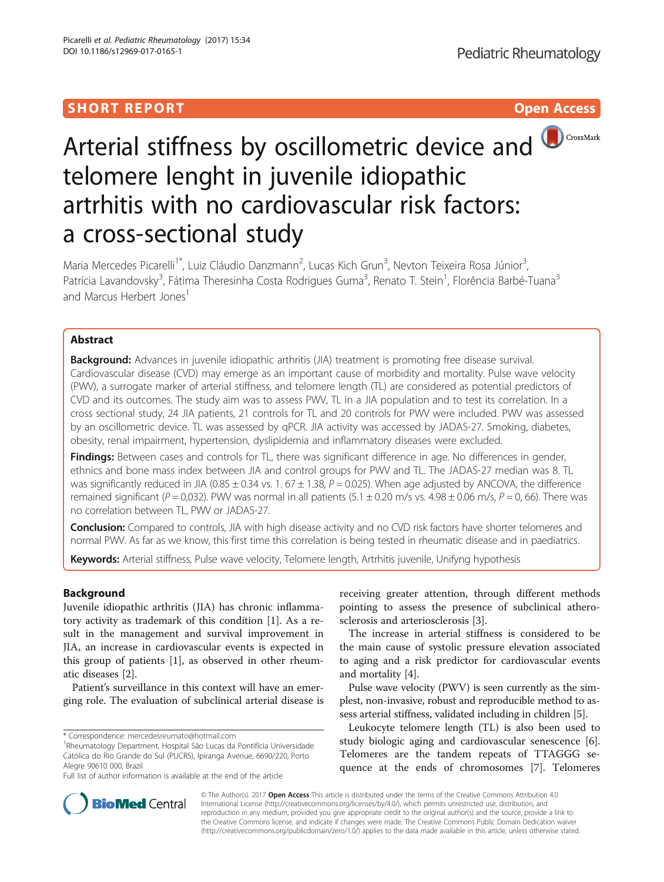SHORT REPORT

Open Access

# Arterial stiffness by oscillometric device and telomere lenght in juvenile idiopathic artrhitis with no cardiovascular risk factors: a cross-sectional study

Maria Mercedes Picarelli[1*], Luiz Cláudio Danzmann[2], Lucas Kich Grun[3], Nevton Teixeira Rosa Júnior[3], Patrícia Lavandovsky[3], Fátima Theresinha Costa Rodrigues Guma[3], Renato T. Stein[1], Florência Barbé-Tuana[3] and Marcus Herbert Jones[1]

## Abstract

**Background:** Advances in juvenile idiopathic arthritis (JIA) treatment is promoting free disease survival. Cardiovascular disease (CVD) may emerge as an important cause of morbidity and mortality. Pulse wave velocity (PWV), a surrogate marker of arterial stiffness, and telomere length (TL) are considered as potential predictors of CVD and its outcomes. The study aim was to assess PWV, TL in a JIA population and to test its correlation. In a cross sectional study, 24 JIA patients, 21 controls for TL and 20 controls for PWV were included. PWV was assessed by an oscillometric device. TL was assessed by qPCR. JIA activity was accessed by JADAS-27. Smoking, diabetes, obesity, renal impairment, hypertension, dyslipidemia and inflammatory diseases were excluded.

**Findings:** Between cases and controls for TL, there was significant difference in age. No differences in gender, ethnics and bone mass index between JIA and control groups for PWV and TL. The JADAS-27 median was 8. TL was significantly reduced in JIA (0.85 ± 0.34 vs. 1. 67 ± 1.38, *P* = 0.025). When age adjusted by ANCOVA, the difference remained significant (*P* = 0,032). PWV was normal in all patients (5.1 ± 0.20 m/s vs. 4.98 ± 0.06 m/s, *P* = 0, 66). There was no correlation between TL, PWV or JADAS-27.

**Conclusion:** Compared to controls, JIA with high disease activity and no CVD risk factors have shorter telomeres and normal PWV. As far as we know, this first time this correlation is being tested in rheumatic disease and in paediatrics.

**Keywords:** Arterial stiffness, Pulse wave velocity, Telomere length, Artrhitis juvenile, Unifyng hypothesis

## Background

Juvenile idiopathic arthritis (JIA) has chronic inflammatory activity as trademark of this condition [1]. As a result in the management and survival improvement in JIA, an increase in cardiovascular events is expected in this group of patients [1], as observed in other rheumatic diseases [2].

Patient's surveillance in this context will have an emerging role. The evaluation of subclinical arterial disease is receiving greater attention, through different methods pointing to assess the presence of subclinical atherosclerosis and arteriosclerosis [3].

The increase in arterial stiffness is considered to be the main cause of systolic pressure elevation associated to aging and a risk predictor for cardiovascular events and mortality [4].

Pulse wave velocity (PWV) is seen currently as the simplest, non-invasive, robust and reproducible method to assess arterial stiffness, validated including in children [5].

Leukocyte telomere length (TL) is also been used to study biologic aging and cardiovascular senescence [6]. Telomeres are the tandem repeats of TTAGGG sequence at the ends of chromosomes [7]. Telomeres

\* Correspondence: mercedesreumato@hotmail.com
[1]Rheumatology Department, Hospital São Lucas da Pontifícia Universidade Católica do Rio Grande do Sul (PUCRS), Ipiranga Avenue, 6690/220, Porto Alegre 90610 000, Brazil
Full list of author information is available at the end of the article

© The Author(s). 2017 **Open Access** This article is distributed under the terms of the Creative Commons Attribution 4.0 International License (http://creativecommons.org/licenses/by/4.0/), which permits unrestricted use, distribution, and reproduction in any medium, provided you give appropriate credit to the original author(s) and the source, provide a link to the Creative Commons license, and indicate if changes were made. The Creative Commons Public Domain Dedication waiver (http://creativecommons.org/publicdomain/zero/1.0/) applies to the data made available in this article, unless otherwise stated.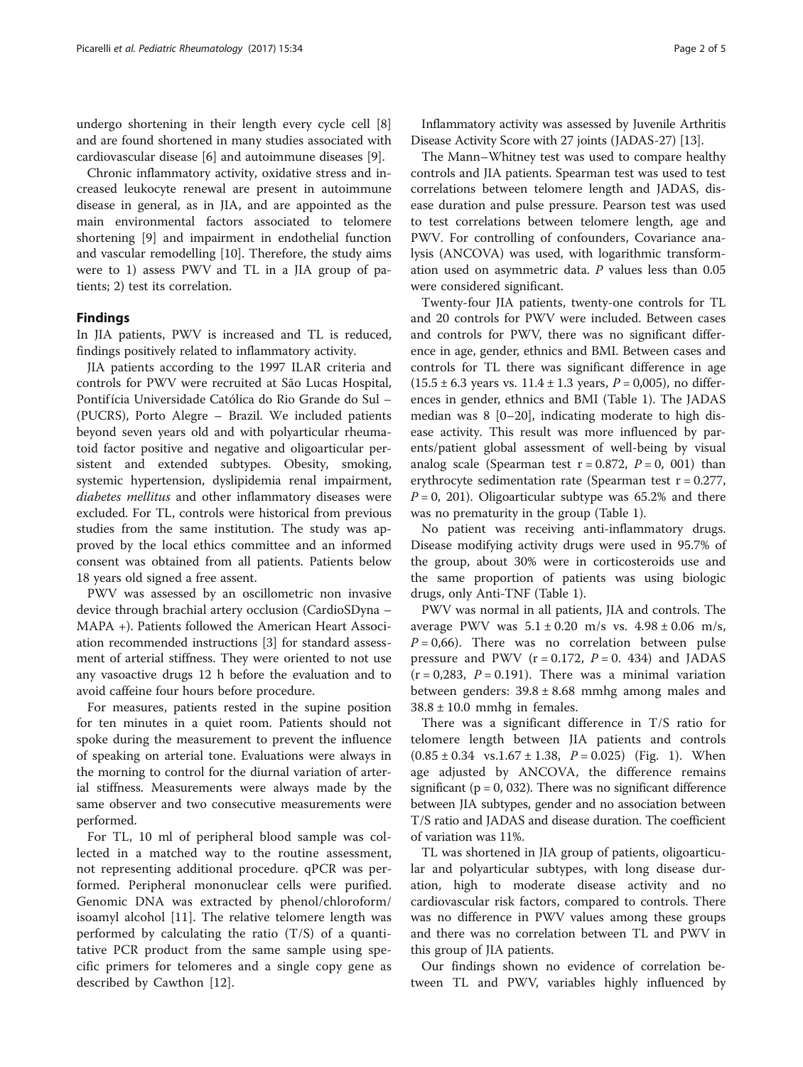undergo shortening in their length every cycle cell [8] and are found shortened in many studies associated with cardiovascular disease [6] and autoimmune diseases [9].

Chronic inflammatory activity, oxidative stress and increased leukocyte renewal are present in autoimmune disease in general, as in JIA, and are appointed as the main environmental factors associated to telomere shortening [9] and impairment in endothelial function and vascular remodelling [10]. Therefore, the study aims were to 1) assess PWV and TL in a JIA group of patients; 2) test its correlation.

## Findings

In JIA patients, PWV is increased and TL is reduced, findings positively related to inflammatory activity.

JIA patients according to the 1997 ILAR criteria and controls for PWV were recruited at São Lucas Hospital, Pontifícia Universidade Católica do Rio Grande do Sul – (PUCRS), Porto Alegre – Brazil. We included patients beyond seven years old and with polyarticular rheumatoid factor positive and negative and oligoarticular persistent and extended subtypes. Obesity, smoking, systemic hypertension, dyslipidemia renal impairment, *diabetes mellitus* and other inflammatory diseases were excluded. For TL, controls were historical from previous studies from the same institution. The study was approved by the local ethics committee and an informed consent was obtained from all patients. Patients below 18 years old signed a free assent.

PWV was assessed by an oscillometric non invasive device through brachial artery occlusion (CardioSDyna – MAPA +). Patients followed the American Heart Association recommended instructions [3] for standard assessment of arterial stiffness. They were oriented to not use any vasoactive drugs 12 h before the evaluation and to avoid caffeine four hours before procedure.

For measures, patients rested in the supine position for ten minutes in a quiet room. Patients should not spoke during the measurement to prevent the influence of speaking on arterial tone. Evaluations were always in the morning to control for the diurnal variation of arterial stiffness. Measurements were always made by the same observer and two consecutive measurements were performed.

For TL, 10 ml of peripheral blood sample was collected in a matched way to the routine assessment, not representing additional procedure. qPCR was performed. Peripheral mononuclear cells were purified. Genomic DNA was extracted by phenol/chloroform/isoamyl alcohol [11]. The relative telomere length was performed by calculating the ratio (T/S) of a quantitative PCR product from the same sample using specific primers for telomeres and a single copy gene as described by Cawthon [12].

Inflammatory activity was assessed by Juvenile Arthritis Disease Activity Score with 27 joints (JADAS-27) [13].

The Mann–Whitney test was used to compare healthy controls and JIA patients. Spearman test was used to test correlations between telomere length and JADAS, disease duration and pulse pressure. Pearson test was used to test correlations between telomere length, age and PWV. For controlling of confounders, Covariance analysis (ANCOVA) was used, with logarithmic transformation used on asymmetric data. $P$ values less than 0.05 were considered significant.

Twenty-four JIA patients, twenty-one controls for TL and 20 controls for PWV were included. Between cases and controls for PWV, there was no significant difference in age, gender, ethnics and BMI. Between cases and controls for TL there was significant difference in age ($15.5 \pm 6.3$ years vs. $11.4 \pm 1.3$ years, $P = 0,005$), no differences in gender, ethnics and BMI (Table 1). The JADAS median was 8 [0–20], indicating moderate to high disease activity. This result was more influenced by parents/patient global assessment of well-being by visual analog scale (Spearman test $r = 0.872$, $P = 0,001$) than erythrocyte sedimentation rate (Spearman test $r = 0.277$, $P = 0,201$). Oligoarticular subtype was 65.2% and there was no prematurity in the group (Table 1).

No patient was receiving anti-inflammatory drugs. Disease modifying activity drugs were used in 95.7% of the group, about 30% were in corticosteroids use and the same proportion of patients was using biologic drugs, only Anti-TNF (Table 1).

PWV was normal in all patients, JIA and controls. The average PWV was $5.1 \pm 0.20$ m/s vs. $4.98 \pm 0.06$ m/s, $P = 0,66$). There was no correlation between pulse pressure and PWV ($r = 0.172$, $P = 0.434$) and JADAS ($r = 0,283$, $P = 0.191$). There was a minimal variation between genders: $39.8 \pm 8.68$ mmhg among males and $38.8 \pm 10.0$ mmhg in females.

There was a significant difference in T/S ratio for telomere length between JIA patients and controls ($0.85 \pm 0.34$ vs. $1.67 \pm 1.38$, $P = 0.025$) (Fig. 1). When age adjusted by ANCOVA, the difference remains significant ($p = 0,032$). There was no significant difference between JIA subtypes, gender and no association between T/S ratio and JADAS and disease duration. The coefficient of variation was 11%.

TL was shortened in JIA group of patients, oligoarticular and polyarticular subtypes, with long disease duration, high to moderate disease activity and no cardiovascular risk factors, compared to controls. There was no difference in PWV values among these groups and there was no correlation between TL and PWV in this group of JIA patients.

Our findings shown no evidence of correlation between TL and PWV, variables highly influenced by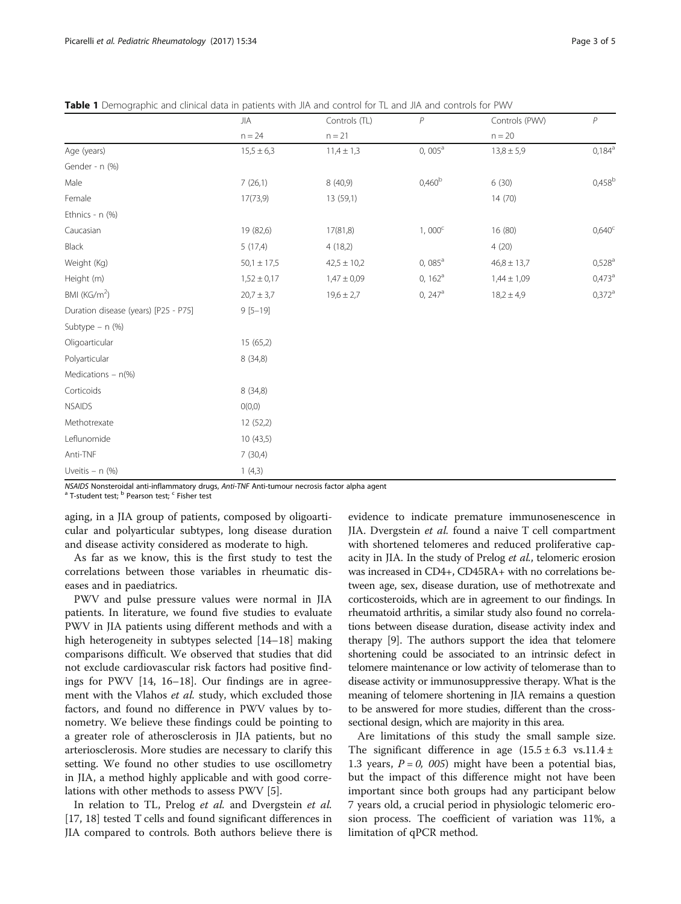**Table 1** Demographic and clinical data in patients with JIA and control for TL and JIA and controls for PWV

| | JIA | Controls (TL) | P | Controls (PWV) | P |
|---|---|---|---|---|---|
| | n = 24 | n = 21 | | n = 20 | |
| Age (years) | 15,5 ± 6,3 | 11,4 ± 1,3 | 0, 005[a] | 13,8 ± 5,9 | 0,184[a] |
| Gender - n (%) | | | | | |
| Male | 7 (26,1) | 8 (40,9) | 0,460[b] | 6 (30) | 0,458[b] |
| Female | 17(73,9) | 13 (59,1) | | 14 (70) | |
| Ethnics - n (%) | | | | | |
| Caucasian | 19 (82,6) | 17(81,8) | 1, 000[c] | 16 (80) | 0,640[c] |
| Black | 5 (17,4) | 4 (18,2) | | 4 (20) | |
| Weight (Kg) | 50,1 ± 17,5 | 42,5 ± 10,2 | 0, 085[a] | 46,8 ± 13,7 | 0,528[a] |
| Height (m) | 1,52 ± 0,17 | 1,47 ± 0,09 | 0, 162[a] | 1,44 ± 1,09 | 0,473[a] |
| BMI (KG/m$^2$) | 20,7 ± 3,7 | 19,6 ± 2,7 | 0, 247[a] | 18,2 ± 4,9 | 0,372[a] |
| Duration disease (years) [P25 - P75] | 9 [5–19] | | | | |
| Subtype – n (%) | | | | | |
| Oligoarticular | 15 (65,2) | | | | |
| Polyarticular | 8 (34,8) | | | | |
| Medications – n(%) | | | | | |
| Corticoids | 8 (34,8) | | | | |
| NSAIDS | 0(0,0) | | | | |
| Methotrexate | 12 (52,2) | | | | |
| Leflunomide | 10 (43,5) | | | | |
| Anti-TNF | 7 (30,4) | | | | |
| Uveitis – n (%) | 1 (4,3) | | | | |

*NSAIDS* Nonsteroidal anti-inflammatory drugs, *Anti-TNF* Anti-tumour necrosis factor alpha agent
[a] T-student test; [b] Pearson test; [c] Fisher test

aging, in a JIA group of patients, composed by oligoarticular and polyarticular subtypes, long disease duration and disease activity considered as moderate to high.

As far as we know, this is the first study to test the correlations between those variables in rheumatic diseases and in paediatrics.

PWV and pulse pressure values were normal in JIA patients. In literature, we found five studies to evaluate PWV in JIA patients using different methods and with a high heterogeneity in subtypes selected [14–18] making comparisons difficult. We observed that studies that did not exclude cardiovascular risk factors had positive findings for PWV [14, 16–18]. Our findings are in agreement with the Vlahos *et al.* study, which excluded those factors, and found no difference in PWV values by tonometry. We believe these findings could be pointing to a greater role of atherosclerosis in JIA patients, but no arteriosclerosis. More studies are necessary to clarify this setting. We found no other studies to use oscillometry in JIA, a method highly applicable and with good correlations with other methods to assess PWV [5].

In relation to TL, Prelog *et al.* and Dvergstein *et al.* [17, 18] tested T cells and found significant differences in JIA compared to controls. Both authors believe there is evidence to indicate premature immunosenescence in JIA. Dvergstein *et al.* found a naive T cell compartment with shortened telomeres and reduced proliferative capacity in JIA. In the study of Prelog *et al.*, telomeric erosion was increased in CD4+, CD45RA+ with no correlations between age, sex, disease duration, use of methotrexate and corticosteroids, which are in agreement to our findings. In rheumatoid arthritis, a similar study also found no correlations between disease duration, disease activity index and therapy [9]. The authors support the idea that telomere shortening could be associated to an intrinsic defect in telomere maintenance or low activity of telomerase than to disease activity or immunosuppressive therapy. What is the meaning of telomere shortening in JIA remains a question to be answered for more studies, different than the cross-sectional design, which are majority in this area.

Are limitations of this study the small sample size. The significant difference in age (15.5 ± 6.3 vs.11.4 ± 1.3 years, $P = 0, 005$) might have been a potential bias, but the impact of this difference might not have been important since both groups had any participant below 7 years old, a crucial period in physiologic telomeric erosion process. The coefficient of variation was 11%, a limitation of qPCR method.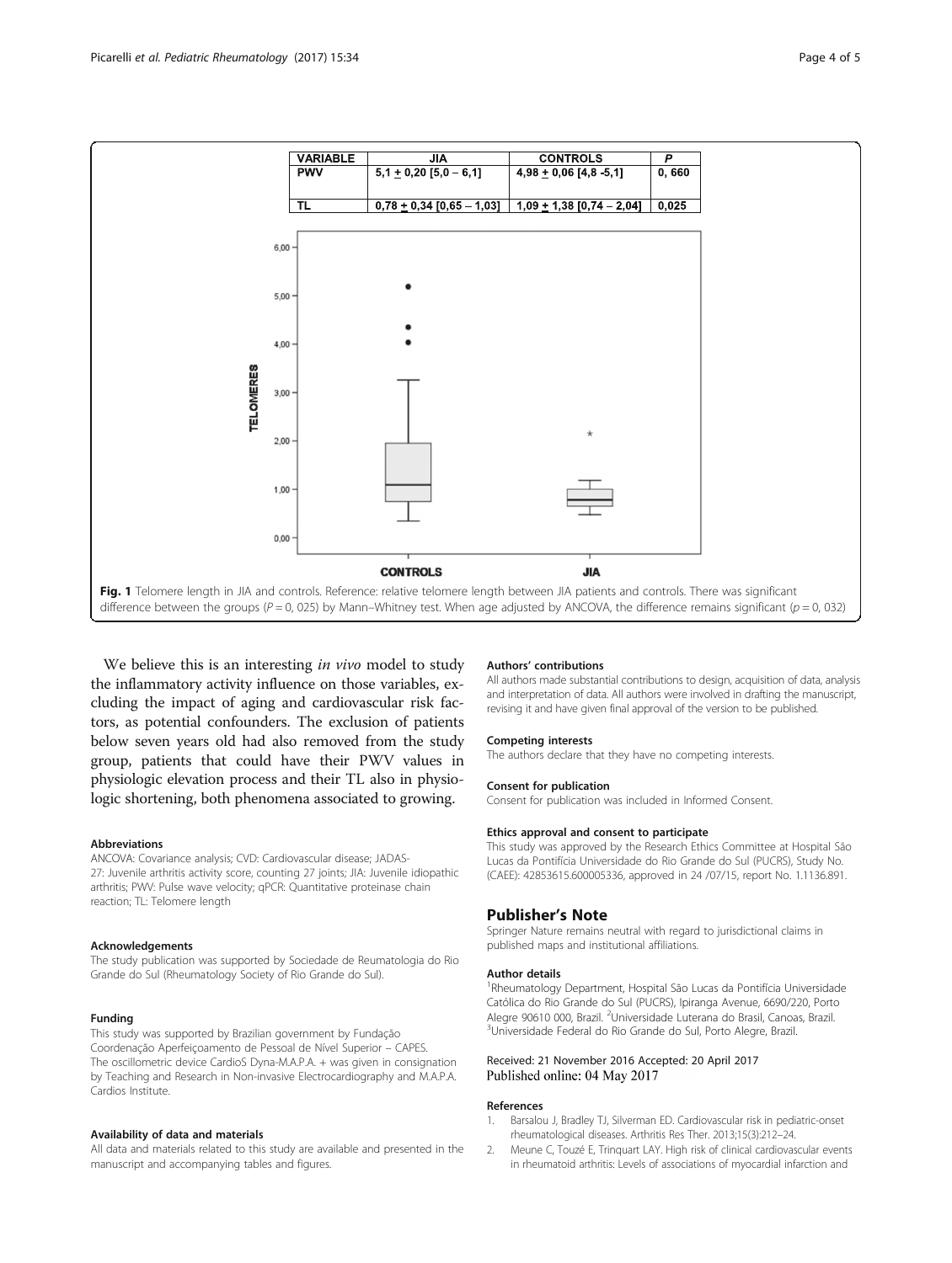| VARIABLE | JIA | CONTROLS | P |
| --- | --- | --- | --- |
| PWV | 5,1 ± 0,20 [5,0 – 6,1] | 4,98 ± 0,06 [4,8 -5,1] | 0, 660 |
| TL | 0,78 ± 0,34 [0,65 – 1,03] | 1,09 ± 1,38 [0,74 – 2,04] | 0,025 |

TELOMERES

6,00
5,00
4,00
3,00
2,00
1,00
0,00

CONTROLS
JIA

**Fig. 1** Telomere length in JIA and controls. Reference: relative telomere length between JIA patients and controls. There was significant difference between the groups (*P* = 0, 025) by Mann–Whitney test. When age adjusted by ANCOVA, the difference remains significant (*p* = 0, 032)

We believe this is an interesting *in vivo* model to study the inflammatory activity influence on those variables, excluding the impact of aging and cardiovascular risk factors, as potential confounders. The exclusion of patients below seven years old had also removed from the study group, patients that could have their PWV values in physiologic elevation process and their TL also in physiologic shortening, both phenomena associated to growing.

#### Abbreviations

ANCOVA: Covariance analysis; CVD: Cardiovascular disease; JADAS-27: Juvenile arthritis activity score, counting 27 joints; JIA: Juvenile idiopathic arthritis; PWV: Pulse wave velocity; qPCR: Quantitative proteinase chain reaction; TL: Telomere length

#### Acknowledgements

The study publication was supported by Sociedade de Reumatologia do Rio Grande do Sul (Rheumatology Society of Rio Grande do Sul).

#### Funding

This study was supported by Brazilian government by Fundação Coordenação Aperfeiçoamento de Pessoal de Nível Superior – CAPES. The oscillometric device CardioS Dyna-M.A.P.A. + was given in consignation by Teaching and Research in Non-invasive Electrocardiography and M.A.P.A. Cardios Institute.

#### Availability of data and materials

All data and materials related to this study are available and presented in the manuscript and accompanying tables and figures.

#### Authors' contributions

All authors made substantial contributions to design, acquisition of data, analysis and interpretation of data. All authors were involved in drafting the manuscript, revising it and have given final approval of the version to be published.

#### Competing interests

The authors declare that they have no competing interests.

#### Consent for publication

Consent for publication was included in Informed Consent.

#### Ethics approval and consent to participate

This study was approved by the Research Ethics Committee at Hospital São Lucas da Pontifícia Universidade do Rio Grande do Sul (PUCRS), Study No. (CAEE): 42853615.600005336, approved in 24 /07/15, report No. 1.1136.891.

## Publisher's Note

Springer Nature remains neutral with regard to jurisdictional claims in published maps and institutional affiliations.

#### Author details

[1]Rheumatology Department, Hospital São Lucas da Pontifícia Universidade Católica do Rio Grande do Sul (PUCRS), Ipiranga Avenue, 6690/220, Porto Alegre 90610 000, Brazil. [2]Universidade Luterana do Brasil, Canoas, Brazil. [3]Universidade Federal do Rio Grande do Sul, Porto Alegre, Brazil.

Received: 21 November 2016 Accepted: 20 April 2017
Published online: 04 May 2017

#### References

1. Barsalou J, Bradley TJ, Silverman ED. Cardiovascular risk in pediatric-onset rheumatological diseases. Arthritis Res Ther. 2013;15(3):212–24.
2. Meune C, Touzé E, Trinquart LAY. High risk of clinical cardiovascular events in rheumatoid arthritis: Levels of associations of myocardial infarction and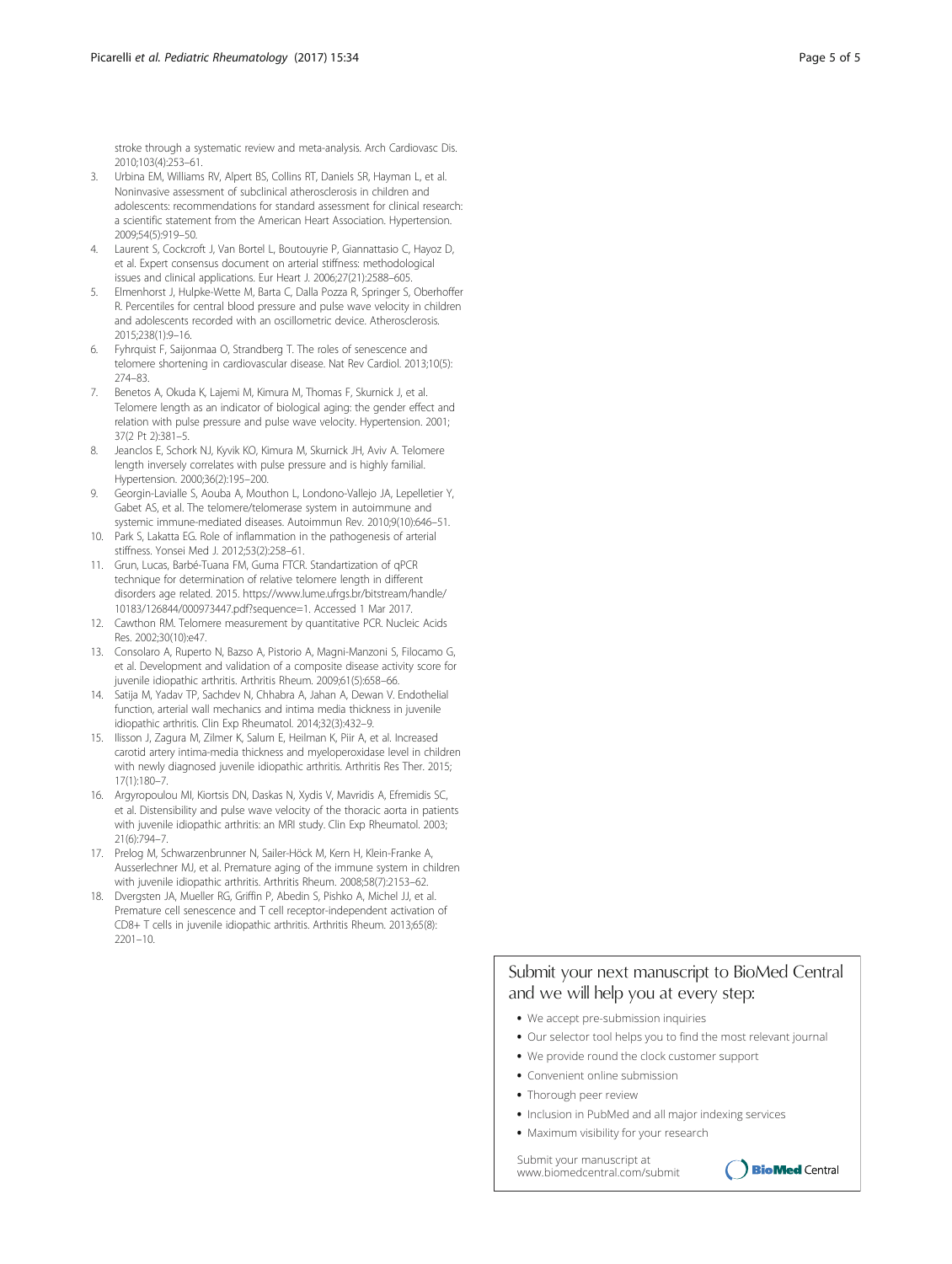stroke through a systematic review and meta-analysis. Arch Cardiovasc Dis. 2010;103(4):253–61.

3. Urbina EM, Williams RV, Alpert BS, Collins RT, Daniels SR, Hayman L, et al. Noninvasive assessment of subclinical atherosclerosis in children and adolescents: recommendations for standard assessment for clinical research: a scientific statement from the American Heart Association. Hypertension. 2009;54(5):919–50.
4. Laurent S, Cockcroft J, Van Bortel L, Boutouyrie P, Giannattasio C, Hayoz D, et al. Expert consensus document on arterial stiffness: methodological issues and clinical applications. Eur Heart J. 2006;27(21):2588–605.
5. Elmenhorst J, Hulpke-Wette M, Barta C, Dalla Pozza R, Springer S, Oberhoffer R. Percentiles for central blood pressure and pulse wave velocity in children and adolescents recorded with an oscillometric device. Atherosclerosis. 2015;238(1):9–16.
6. Fyhrquist F, Saijonmaa O, Strandberg T. The roles of senescence and telomere shortening in cardiovascular disease. Nat Rev Cardiol. 2013;10(5): 274–83.
7. Benetos A, Okuda K, Lajemi M, Kimura M, Thomas F, Skurnick J, et al. Telomere length as an indicator of biological aging: the gender effect and relation with pulse pressure and pulse wave velocity. Hypertension. 2001; 37(2 Pt 2):381–5.
8. Jeanclos E, Schork NJ, Kyvik KO, Kimura M, Skurnick JH, Aviv A. Telomere length inversely correlates with pulse pressure and is highly familial. Hypertension. 2000;36(2):195–200.
9. Georgin-Lavialle S, Aouba A, Mouthon L, Londono-Vallejo JA, Lepelletier Y, Gabet AS, et al. The telomere/telomerase system in autoimmune and systemic immune-mediated diseases. Autoimmun Rev. 2010;9(10):646–51.
10. Park S, Lakatta EG. Role of inflammation in the pathogenesis of arterial stiffness. Yonsei Med J. 2012;53(2):258–61.
11. Grun, Lucas, Barbé-Tuana FM, Guma FTCR. Standartization of qPCR technique for determination of relative telomere length in different disorders age related. 2015. https://www.lume.ufrgs.br/bitstream/handle/10183/126844/000973447.pdf?sequence=1. Accessed 1 Mar 2017.
12. Cawthon RM. Telomere measurement by quantitative PCR. Nucleic Acids Res. 2002;30(10):e47.
13. Consolaro A, Ruperto N, Bazso A, Pistorio A, Magni-Manzoni S, Filocamo G, et al. Development and validation of a composite disease activity score for juvenile idiopathic arthritis. Arthritis Rheum. 2009;61(5):658–66.
14. Satija M, Yadav TP, Sachdev N, Chhabra A, Jahan A, Dewan V. Endothelial function, arterial wall mechanics and intima media thickness in juvenile idiopathic arthritis. Clin Exp Rheumatol. 2014;32(3):432–9.
15. Ilisson J, Zagura M, Zilmer K, Salum E, Heilman K, Piir A, et al. Increased carotid artery intima-media thickness and myeloperoxidase level in children with newly diagnosed juvenile idiopathic arthritis. Arthritis Res Ther. 2015; 17(1):180–7.
16. Argyropoulou MI, Kiortsis DN, Daskas N, Xydis V, Mavridis A, Efremidis SC, et al. Distensibility and pulse wave velocity of the thoracic aorta in patients with juvenile idiopathic arthritis: an MRI study. Clin Exp Rheumatol. 2003; 21(6):794–7.
17. Prelog M, Schwarzenbrunner N, Sailer-Höck M, Kern H, Klein-Franke A, Ausserlechner MJ, et al. Premature aging of the immune system in children with juvenile idiopathic arthritis. Arthritis Rheum. 2008;58(7):2153–62.
18. Dvergsten JA, Mueller RG, Griffin P, Abedin S, Pishko A, Michel JJ, et al. Premature cell senescence and T cell receptor-independent activation of CD8+ T cells in juvenile idiopathic arthritis. Arthritis Rheum. 2013;65(8): 2201–10.